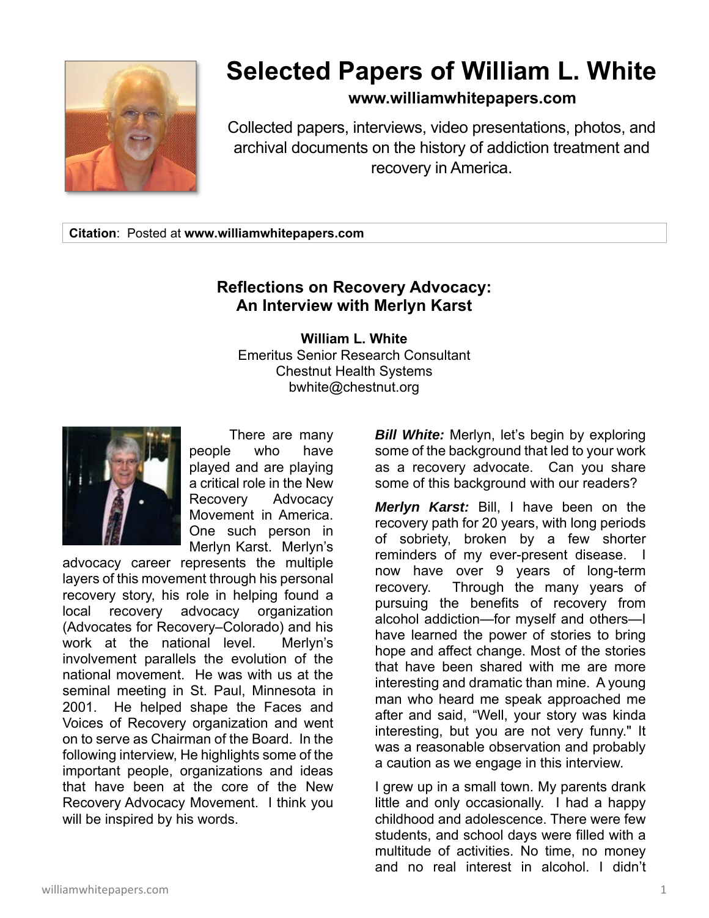# Selected Papers of William L. White

**www.williamwhitepapers.com**

Collected papers, interviews, video presentations, photos, and archival documents on the history of addiction treatment and recovery in America.

**Citation**: Posted at **www.williamwhitepapers.com**

## Reflections on Recovery Advocacy: An Interview with Merlyn Karst

**William L. White**
Emeritus Senior Research Consultant
Chestnut Health Systems
bwhite@chestnut.org

There are many people who have played and are playing a critical role in the New Recovery Advocacy Movement in America. One such person in Merlyn Karst. Merlyn's advocacy career represents the multiple layers of this movement through his personal recovery story, his role in helping found a local recovery advocacy organization (Advocates for Recovery–Colorado) and his work at the national level. Merlyn's involvement parallels the evolution of the national movement. He was with us at the seminal meeting in St. Paul, Minnesota in 2001. He helped shape the Faces and Voices of Recovery organization and went on to serve as Chairman of the Board. In the following interview, He highlights some of the important people, organizations and ideas that have been at the core of the New Recovery Advocacy Movement. I think you will be inspired by his words.

***Bill White:*** Merlyn, let's begin by exploring some of the background that led to your work as a recovery advocate. Can you share some of this background with our readers?

***Merlyn Karst:*** Bill, I have been on the recovery path for 20 years, with long periods of sobriety, broken by a few shorter reminders of my ever-present disease. I now have over 9 years of long-term recovery. Through the many years of pursuing the benefits of recovery from alcohol addiction—for myself and others—I have learned the power of stories to bring hope and affect change. Most of the stories that have been shared with me are more interesting and dramatic than mine. A young man who heard me speak approached me after and said, "Well, your story was kinda interesting, but you are not very funny." It was a reasonable observation and probably a caution as we engage in this interview.

I grew up in a small town. My parents drank little and only occasionally. I had a happy childhood and adolescence. There were few students, and school days were filled with a multitude of activities. No time, no money and no real interest in alcohol. I didn't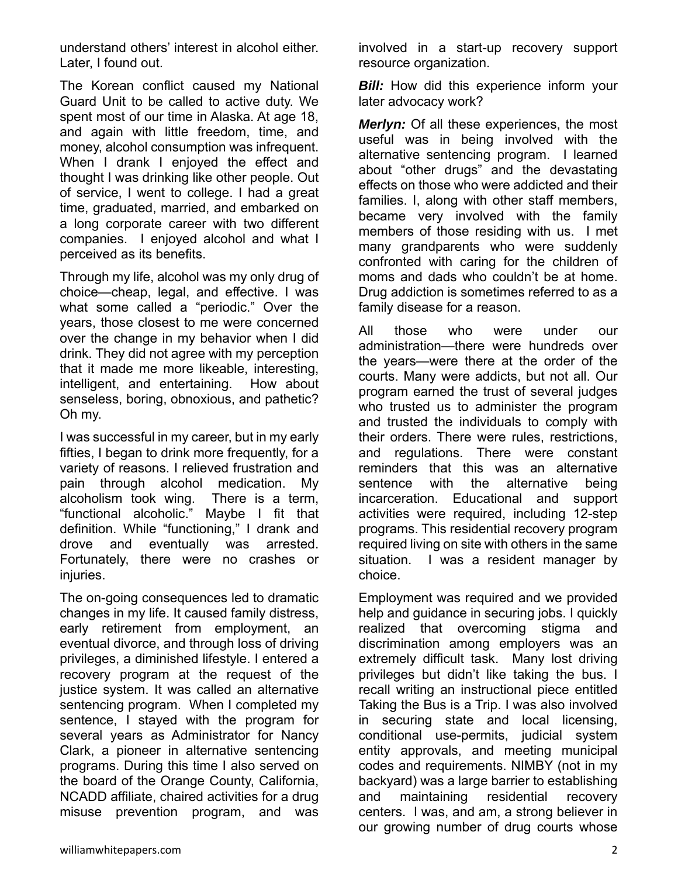understand others' interest in alcohol either. Later, I found out.

The Korean conflict caused my National Guard Unit to be called to active duty. We spent most of our time in Alaska. At age 18, and again with little freedom, time, and money, alcohol consumption was infrequent. When I drank I enjoyed the effect and thought I was drinking like other people. Out of service, I went to college. I had a great time, graduated, married, and embarked on a long corporate career with two different companies. I enjoyed alcohol and what I perceived as its benefits.

Through my life, alcohol was my only drug of choice—cheap, legal, and effective. I was what some called a "periodic." Over the years, those closest to me were concerned over the change in my behavior when I did drink. They did not agree with my perception that it made me more likeable, interesting, intelligent, and entertaining. How about senseless, boring, obnoxious, and pathetic? Oh my.

I was successful in my career, but in my early fifties, I began to drink more frequently, for a variety of reasons. I relieved frustration and pain through alcohol medication. My alcoholism took wing. There is a term, "functional alcoholic." Maybe I fit that definition. While "functioning," I drank and drove and eventually was arrested. Fortunately, there were no crashes or injuries.

The on-going consequences led to dramatic changes in my life. It caused family distress, early retirement from employment, an eventual divorce, and through loss of driving privileges, a diminished lifestyle. I entered a recovery program at the request of the justice system. It was called an alternative sentencing program. When I completed my sentence, I stayed with the program for several years as Administrator for Nancy Clark, a pioneer in alternative sentencing programs. During this time I also served on the board of the Orange County, California, NCADD affiliate, chaired activities for a drug misuse prevention program, and was involved in a start-up recovery support resource organization.

***Bill:*** How did this experience inform your later advocacy work?

***Merlyn:*** Of all these experiences, the most useful was in being involved with the alternative sentencing program. I learned about "other drugs" and the devastating effects on those who were addicted and their families. I, along with other staff members, became very involved with the family members of those residing with us. I met many grandparents who were suddenly confronted with caring for the children of moms and dads who couldn't be at home. Drug addiction is sometimes referred to as a family disease for a reason.

All those who were under our administration—there were hundreds over the years—were there at the order of the courts. Many were addicts, but not all. Our program earned the trust of several judges who trusted us to administer the program and trusted the individuals to comply with their orders. There were rules, restrictions, and regulations. There were constant reminders that this was an alternative sentence with the alternative being incarceration. Educational and support activities were required, including 12-step programs. This residential recovery program required living on site with others in the same situation. I was a resident manager by choice.

Employment was required and we provided help and guidance in securing jobs. I quickly realized that overcoming stigma and discrimination among employers was an extremely difficult task. Many lost driving privileges but didn't like taking the bus. I recall writing an instructional piece entitled Taking the Bus is a Trip. I was also involved in securing state and local licensing, conditional use-permits, judicial system entity approvals, and meeting municipal codes and requirements. NIMBY (not in my backyard) was a large barrier to establishing and maintaining residential recovery centers. I was, and am, a strong believer in our growing number of drug courts whose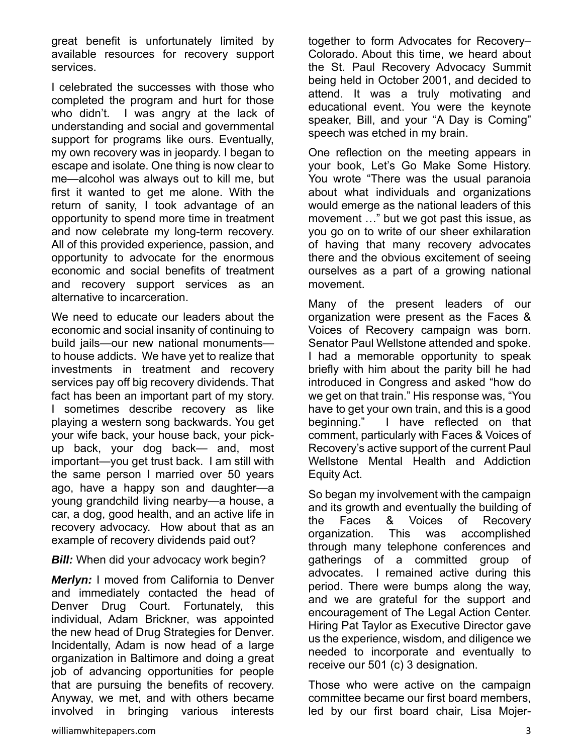great benefit is unfortunately limited by available resources for recovery support services.

I celebrated the successes with those who completed the program and hurt for those who didn't. I was angry at the lack of understanding and social and governmental support for programs like ours. Eventually, my own recovery was in jeopardy. I began to escape and isolate. One thing is now clear to me—alcohol was always out to kill me, but first it wanted to get me alone. With the return of sanity, I took advantage of an opportunity to spend more time in treatment and now celebrate my long-term recovery. All of this provided experience, passion, and opportunity to advocate for the enormous economic and social benefits of treatment and recovery support services as an alternative to incarceration.

We need to educate our leaders about the economic and social insanity of continuing to build jails—our new national monuments—to house addicts. We have yet to realize that investments in treatment and recovery services pay off big recovery dividends. That fact has been an important part of my story. I sometimes describe recovery as like playing a western song backwards. You get your wife back, your house back, your pick-up back, your dog back— and, most important—you get trust back. I am still with the same person I married over 50 years ago, have a happy son and daughter—a young grandchild living nearby—a house, a car, a dog, good health, and an active life in recovery advocacy. How about that as an example of recovery dividends paid out?

***Bill:*** When did your advocacy work begin?

***Merlyn:*** I moved from California to Denver and immediately contacted the head of Denver Drug Court. Fortunately, this individual, Adam Brickner, was appointed the new head of Drug Strategies for Denver. Incidentally, Adam is now head of a large organization in Baltimore and doing a great job of advancing opportunities for people that are pursuing the benefits of recovery. Anyway, we met, and with others became involved in bringing various interests together to form Advocates for Recovery–Colorado. About this time, we heard about the St. Paul Recovery Advocacy Summit being held in October 2001, and decided to attend. It was a truly motivating and educational event. You were the keynote speaker, Bill, and your "A Day is Coming" speech was etched in my brain.

One reflection on the meeting appears in your book, Let's Go Make Some History. You wrote "There was the usual paranoia about what individuals and organizations would emerge as the national leaders of this movement …" but we got past this issue, as you go on to write of our sheer exhilaration of having that many recovery advocates there and the obvious excitement of seeing ourselves as a part of a growing national movement.

Many of the present leaders of our organization were present as the Faces & Voices of Recovery campaign was born. Senator Paul Wellstone attended and spoke. I had a memorable opportunity to speak briefly with him about the parity bill he had introduced in Congress and asked "how do we get on that train." His response was, "You have to get your own train, and this is a good beginning." I have reflected on that comment, particularly with Faces & Voices of Recovery's active support of the current Paul Wellstone Mental Health and Addiction Equity Act.

So began my involvement with the campaign and its growth and eventually the building of the Faces & Voices of Recovery organization. This was accomplished through many telephone conferences and gatherings of a committed group of advocates. I remained active during this period. There were bumps along the way, and we are grateful for the support and encouragement of The Legal Action Center. Hiring Pat Taylor as Executive Director gave us the experience, wisdom, and diligence we needed to incorporate and eventually to receive our 501 (c) 3 designation.

Those who were active on the campaign committee became our first board members, led by our first board chair, Lisa Mojer-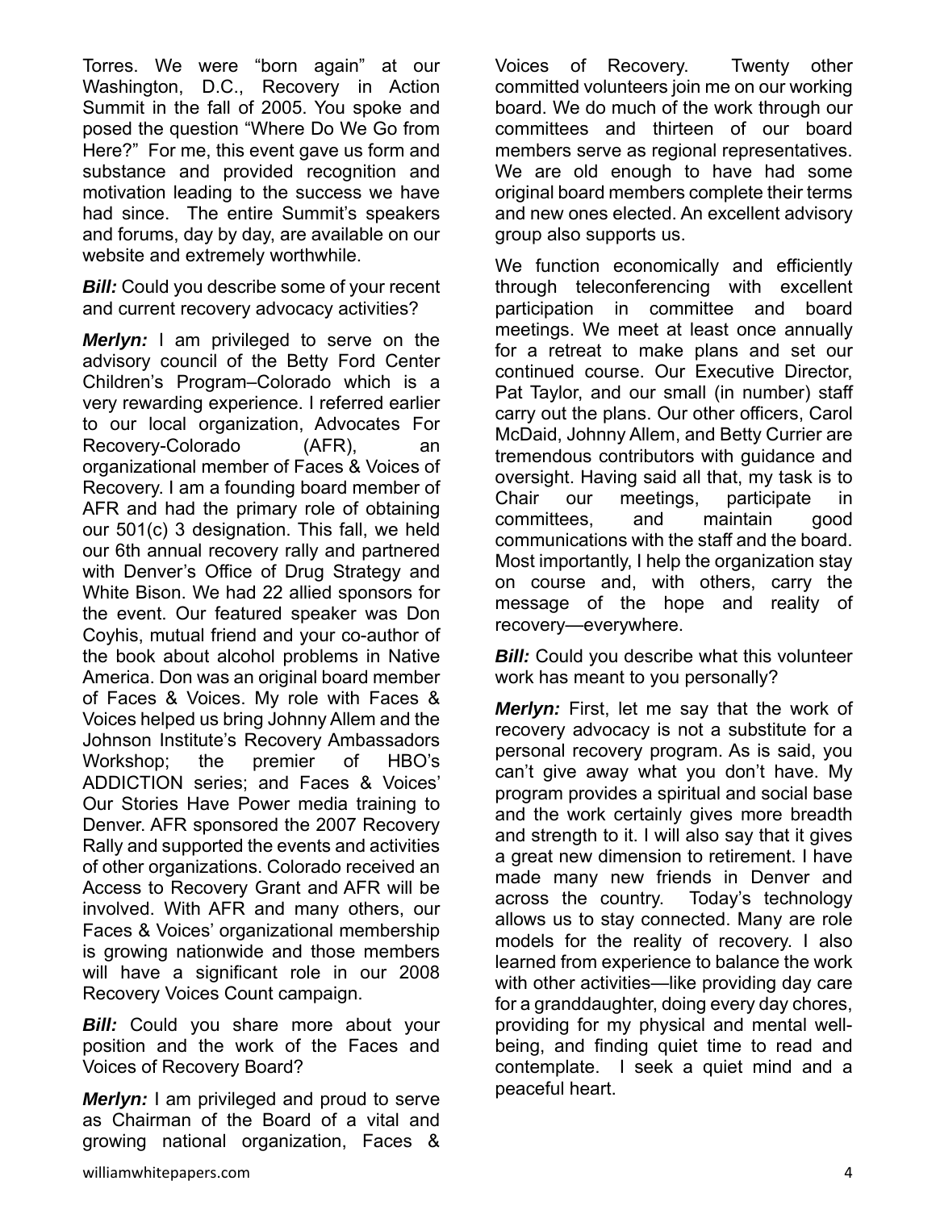Torres. We were "born again" at our Washington, D.C., Recovery in Action Summit in the fall of 2005. You spoke and posed the question "Where Do We Go from Here?" For me, this event gave us form and substance and provided recognition and motivation leading to the success we have had since. The entire Summit's speakers and forums, day by day, are available on our website and extremely worthwhile.

***Bill:*** Could you describe some of your recent and current recovery advocacy activities?

***Merlyn:*** I am privileged to serve on the advisory council of the Betty Ford Center Children's Program–Colorado which is a very rewarding experience. I referred earlier to our local organization, Advocates For Recovery-Colorado (AFR), an organizational member of Faces & Voices of Recovery. I am a founding board member of AFR and had the primary role of obtaining our 501(c) 3 designation. This fall, we held our 6th annual recovery rally and partnered with Denver's Office of Drug Strategy and White Bison. We had 22 allied sponsors for the event. Our featured speaker was Don Coyhis, mutual friend and your co-author of the book about alcohol problems in Native America. Don was an original board member of Faces & Voices. My role with Faces & Voices helped us bring Johnny Allem and the Johnson Institute's Recovery Ambassadors Workshop; the premier of HBO's ADDICTION series; and Faces & Voices' Our Stories Have Power media training to Denver. AFR sponsored the 2007 Recovery Rally and supported the events and activities of other organizations. Colorado received an Access to Recovery Grant and AFR will be involved. With AFR and many others, our Faces & Voices' organizational membership is growing nationwide and those members will have a significant role in our 2008 Recovery Voices Count campaign.

***Bill:*** Could you share more about your position and the work of the Faces and Voices of Recovery Board?

***Merlyn:*** I am privileged and proud to serve as Chairman of the Board of a vital and growing national organization, Faces & Voices of Recovery. Twenty other committed volunteers join me on our working board. We do much of the work through our committees and thirteen of our board members serve as regional representatives. We are old enough to have had some original board members complete their terms and new ones elected. An excellent advisory group also supports us.

We function economically and efficiently through teleconferencing with excellent participation in committee and board meetings. We meet at least once annually for a retreat to make plans and set our continued course. Our Executive Director, Pat Taylor, and our small (in number) staff carry out the plans. Our other officers, Carol McDaid, Johnny Allem, and Betty Currier are tremendous contributors with guidance and oversight. Having said all that, my task is to Chair our meetings, participate in committees, and maintain good communications with the staff and the board. Most importantly, I help the organization stay on course and, with others, carry the message of the hope and reality of recovery—everywhere.

***Bill:*** Could you describe what this volunteer work has meant to you personally?

***Merlyn:*** First, let me say that the work of recovery advocacy is not a substitute for a personal recovery program. As is said, you can't give away what you don't have. My program provides a spiritual and social base and the work certainly gives more breadth and strength to it. I will also say that it gives a great new dimension to retirement. I have made many new friends in Denver and across the country. Today's technology allows us to stay connected. Many are role models for the reality of recovery. I also learned from experience to balance the work with other activities—like providing day care for a granddaughter, doing every day chores, providing for my physical and mental well-being, and finding quiet time to read and contemplate. I seek a quiet mind and a peaceful heart.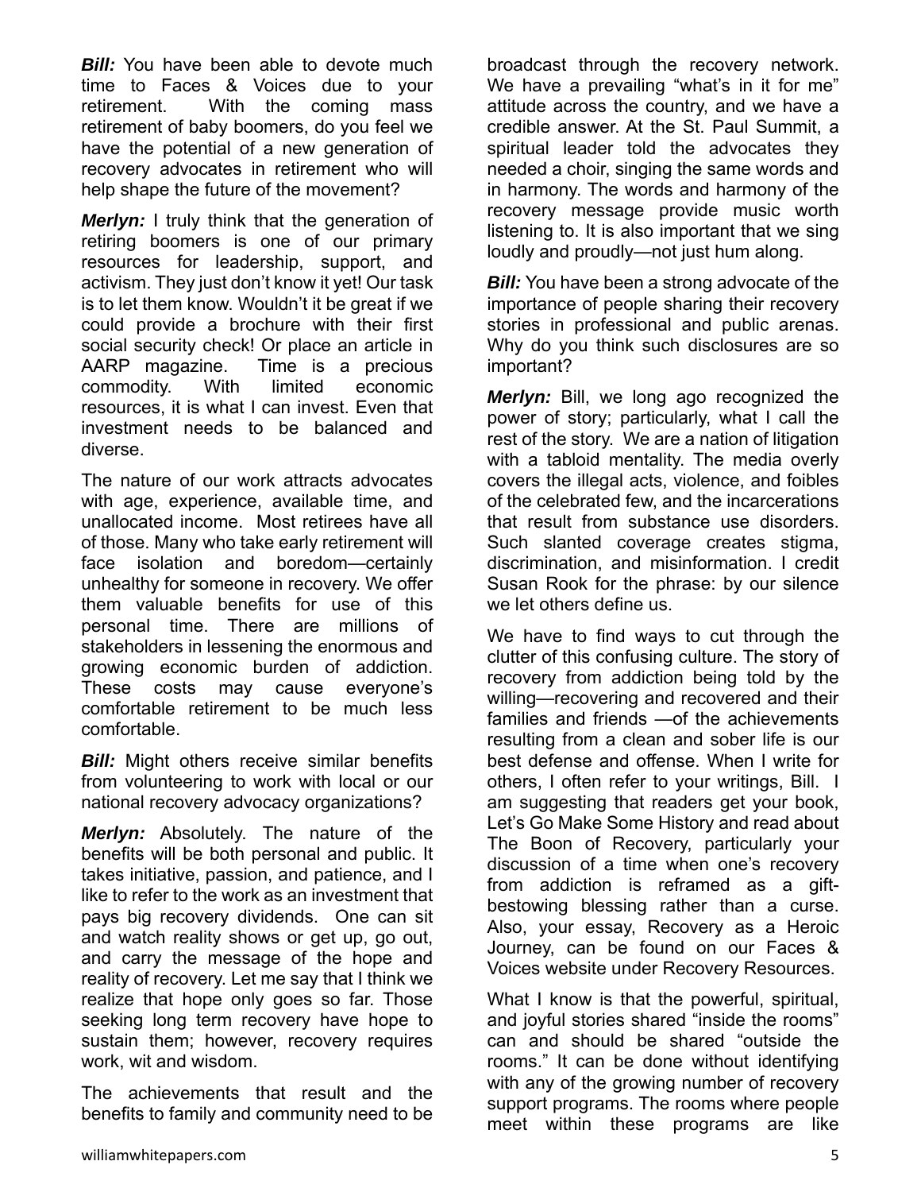***Bill:*** You have been able to devote much time to Faces & Voices due to your retirement. With the coming mass retirement of baby boomers, do you feel we have the potential of a new generation of recovery advocates in retirement who will help shape the future of the movement?

***Merlyn:*** I truly think that the generation of retiring boomers is one of our primary resources for leadership, support, and activism. They just don't know it yet! Our task is to let them know. Wouldn't it be great if we could provide a brochure with their first social security check! Or place an article in AARP magazine. Time is a precious commodity. With limited economic resources, it is what I can invest. Even that investment needs to be balanced and diverse.

The nature of our work attracts advocates with age, experience, available time, and unallocated income. Most retirees have all of those. Many who take early retirement will face isolation and boredom—certainly unhealthy for someone in recovery. We offer them valuable benefits for use of this personal time. There are millions of stakeholders in lessening the enormous and growing economic burden of addiction. These costs may cause everyone's comfortable retirement to be much less comfortable.

***Bill:*** Might others receive similar benefits from volunteering to work with local or our national recovery advocacy organizations?

***Merlyn:*** Absolutely. The nature of the benefits will be both personal and public. It takes initiative, passion, and patience, and I like to refer to the work as an investment that pays big recovery dividends. One can sit and watch reality shows or get up, go out, and carry the message of the hope and reality of recovery. Let me say that I think we realize that hope only goes so far. Those seeking long term recovery have hope to sustain them; however, recovery requires work, wit and wisdom.

The achievements that result and the benefits to family and community need to be broadcast through the recovery network. We have a prevailing "what's in it for me" attitude across the country, and we have a credible answer. At the St. Paul Summit, a spiritual leader told the advocates they needed a choir, singing the same words and in harmony. The words and harmony of the recovery message provide music worth listening to. It is also important that we sing loudly and proudly—not just hum along.

***Bill:*** You have been a strong advocate of the importance of people sharing their recovery stories in professional and public arenas. Why do you think such disclosures are so important?

***Merlyn:*** Bill, we long ago recognized the power of story; particularly, what I call the rest of the story. We are a nation of litigation with a tabloid mentality. The media overly covers the illegal acts, violence, and foibles of the celebrated few, and the incarcerations that result from substance use disorders. Such slanted coverage creates stigma, discrimination, and misinformation. I credit Susan Rook for the phrase: by our silence we let others define us.

We have to find ways to cut through the clutter of this confusing culture. The story of recovery from addiction being told by the willing—recovering and recovered and their families and friends —of the achievements resulting from a clean and sober life is our best defense and offense. When I write for others, I often refer to your writings, Bill. I am suggesting that readers get your book, Let's Go Make Some History and read about The Boon of Recovery, particularly your discussion of a time when one's recovery from addiction is reframed as a gift-bestowing blessing rather than a curse. Also, your essay, Recovery as a Heroic Journey, can be found on our Faces & Voices website under Recovery Resources.

What I know is that the powerful, spiritual, and joyful stories shared "inside the rooms" can and should be shared "outside the rooms." It can be done without identifying with any of the growing number of recovery support programs. The rooms where people meet within these programs are like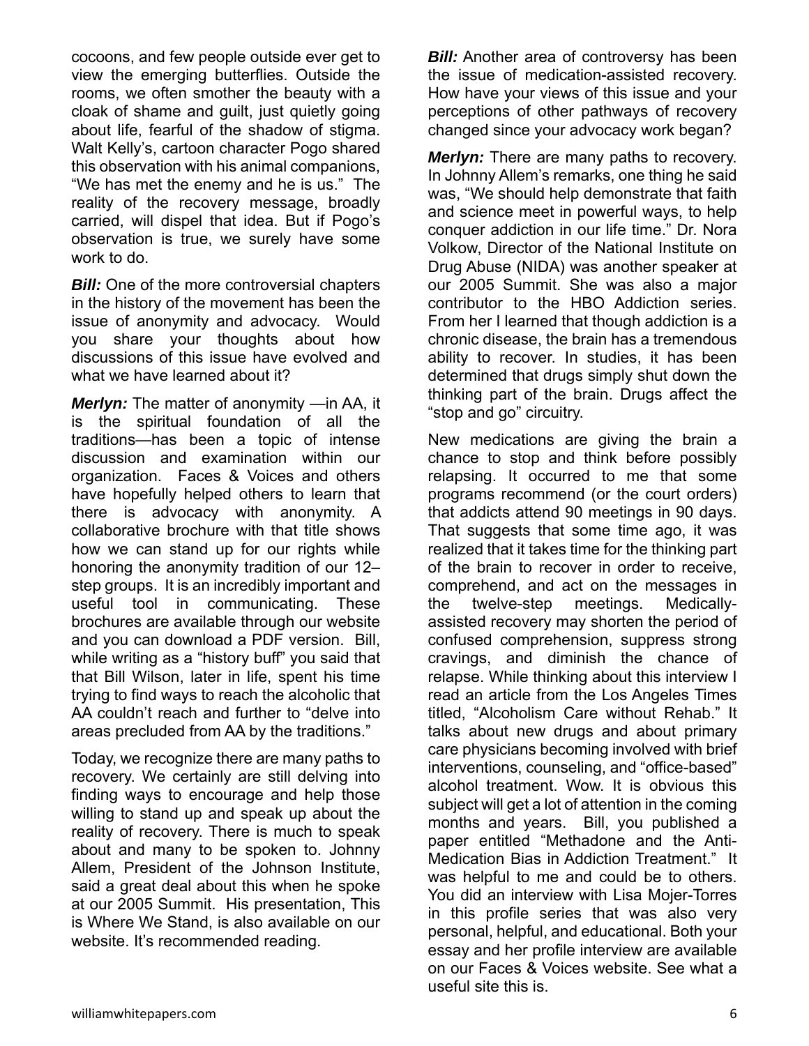cocoons, and few people outside ever get to view the emerging butterflies. Outside the rooms, we often smother the beauty with a cloak of shame and guilt, just quietly going about life, fearful of the shadow of stigma. Walt Kelly's, cartoon character Pogo shared this observation with his animal companions, "We has met the enemy and he is us." The reality of the recovery message, broadly carried, will dispel that idea. But if Pogo's observation is true, we surely have some work to do.

***Bill:*** One of the more controversial chapters in the history of the movement has been the issue of anonymity and advocacy. Would you share your thoughts about how discussions of this issue have evolved and what we have learned about it?

***Merlyn:*** The matter of anonymity —in AA, it is the spiritual foundation of all the traditions—has been a topic of intense discussion and examination within our organization. Faces & Voices and others have hopefully helped others to learn that there is advocacy with anonymity. A collaborative brochure with that title shows how we can stand up for our rights while honoring the anonymity tradition of our 12–step groups. It is an incredibly important and useful tool in communicating. These brochures are available through our website and you can download a PDF version. Bill, while writing as a "history buff" you said that that Bill Wilson, later in life, spent his time trying to find ways to reach the alcoholic that AA couldn't reach and further to "delve into areas precluded from AA by the traditions."

Today, we recognize there are many paths to recovery. We certainly are still delving into finding ways to encourage and help those willing to stand up and speak up about the reality of recovery. There is much to speak about and many to be spoken to. Johnny Allem, President of the Johnson Institute, said a great deal about this when he spoke at our 2005 Summit. His presentation, This is Where We Stand, is also available on our website. It's recommended reading.

***Bill:*** Another area of controversy has been the issue of medication-assisted recovery. How have your views of this issue and your perceptions of other pathways of recovery changed since your advocacy work began?

***Merlyn:*** There are many paths to recovery. In Johnny Allem's remarks, one thing he said was, "We should help demonstrate that faith and science meet in powerful ways, to help conquer addiction in our life time." Dr. Nora Volkow, Director of the National Institute on Drug Abuse (NIDA) was another speaker at our 2005 Summit. She was also a major contributor to the HBO Addiction series. From her I learned that though addiction is a chronic disease, the brain has a tremendous ability to recover. In studies, it has been determined that drugs simply shut down the thinking part of the brain. Drugs affect the "stop and go" circuitry.

New medications are giving the brain a chance to stop and think before possibly relapsing. It occurred to me that some programs recommend (or the court orders) that addicts attend 90 meetings in 90 days. That suggests that some time ago, it was realized that it takes time for the thinking part of the brain to recover in order to receive, comprehend, and act on the messages in the twelve-step meetings. Medically-assisted recovery may shorten the period of confused comprehension, suppress strong cravings, and diminish the chance of relapse. While thinking about this interview I read an article from the Los Angeles Times titled, "Alcoholism Care without Rehab." It talks about new drugs and about primary care physicians becoming involved with brief interventions, counseling, and "office-based" alcohol treatment. Wow. It is obvious this subject will get a lot of attention in the coming months and years. Bill, you published a paper entitled "Methadone and the Anti-Medication Bias in Addiction Treatment." It was helpful to me and could be to others. You did an interview with Lisa Mojer-Torres in this profile series that was also very personal, helpful, and educational. Both your essay and her profile interview are available on our Faces & Voices website. See what a useful site this is.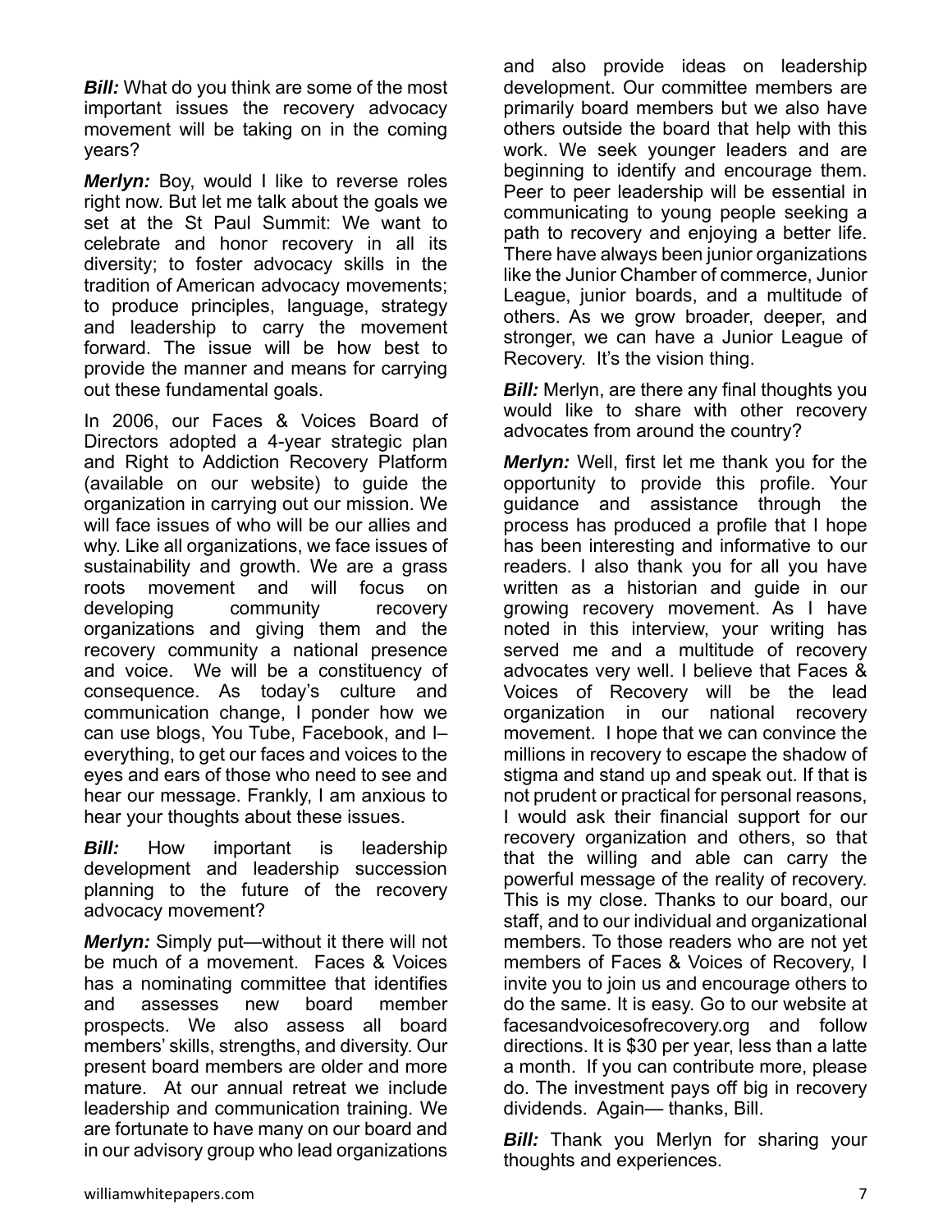***Bill:*** What do you think are some of the most important issues the recovery advocacy movement will be taking on in the coming years?

***Merlyn:*** Boy, would I like to reverse roles right now. But let me talk about the goals we set at the St Paul Summit: We want to celebrate and honor recovery in all its diversity; to foster advocacy skills in the tradition of American advocacy movements; to produce principles, language, strategy and leadership to carry the movement forward. The issue will be how best to provide the manner and means for carrying out these fundamental goals.

In 2006, our Faces & Voices Board of Directors adopted a 4-year strategic plan and Right to Addiction Recovery Platform (available on our website) to guide the organization in carrying out our mission. We will face issues of who will be our allies and why. Like all organizations, we face issues of sustainability and growth. We are a grass roots movement and will focus on developing community recovery organizations and giving them and the recovery community a national presence and voice. We will be a constituency of consequence. As today's culture and communication change, I ponder how we can use blogs, You Tube, Facebook, and I–everything, to get our faces and voices to the eyes and ears of those who need to see and hear our message. Frankly, I am anxious to hear your thoughts about these issues.

***Bill:*** How important is leadership development and leadership succession planning to the future of the recovery advocacy movement?

***Merlyn:*** Simply put—without it there will not be much of a movement. Faces & Voices has a nominating committee that identifies and assesses new board member prospects. We also assess all board members' skills, strengths, and diversity. Our present board members are older and more mature. At our annual retreat we include leadership and communication training. We are fortunate to have many on our board and in our advisory group who lead organizations and also provide ideas on leadership development. Our committee members are primarily board members but we also have others outside the board that help with this work. We seek younger leaders and are beginning to identify and encourage them. Peer to peer leadership will be essential in communicating to young people seeking a path to recovery and enjoying a better life. There have always been junior organizations like the Junior Chamber of commerce, Junior League, junior boards, and a multitude of others. As we grow broader, deeper, and stronger, we can have a Junior League of Recovery. It's the vision thing.

***Bill:*** Merlyn, are there any final thoughts you would like to share with other recovery advocates from around the country?

***Merlyn:*** Well, first let me thank you for the opportunity to provide this profile. Your guidance and assistance through the process has produced a profile that I hope has been interesting and informative to our readers. I also thank you for all you have written as a historian and guide in our growing recovery movement. As I have noted in this interview, your writing has served me and a multitude of recovery advocates very well. I believe that Faces & Voices of Recovery will be the lead organization in our national recovery movement. I hope that we can convince the millions in recovery to escape the shadow of stigma and stand up and speak out. If that is not prudent or practical for personal reasons, I would ask their financial support for our recovery organization and others, so that that the willing and able can carry the powerful message of the reality of recovery. This is my close. Thanks to our board, our staff, and to our individual and organizational members. To those readers who are not yet members of Faces & Voices of Recovery, I invite you to join us and encourage others to do the same. It is easy. Go to our website at facesandvoicesofrecovery.org and follow directions. It is $30 per year, less than a latte a month. If you can contribute more, please do. The investment pays off big in recovery dividends. Again— thanks, Bill.

***Bill:*** Thank you Merlyn for sharing your thoughts and experiences.